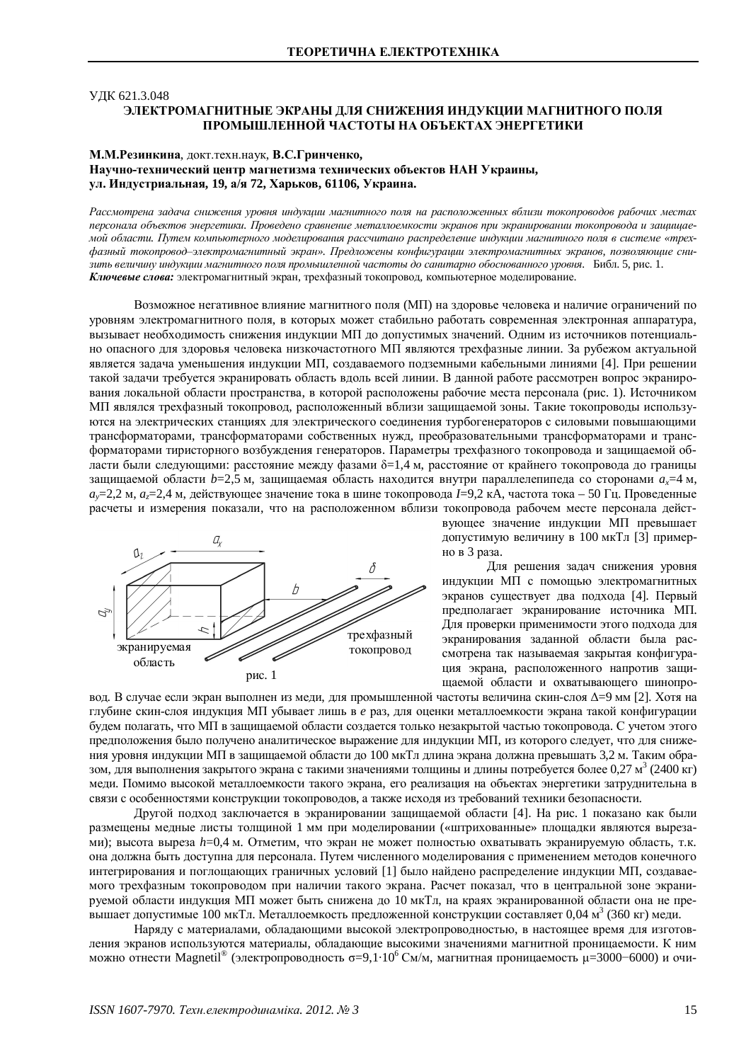УДК 621.3.048

# ЭЛЕКТРОМАГНИТНЫЕ ЭКРАНЫ ДЛЯ СНИЖЕНИЯ ИНДУКЦИИ МАГНИТНОГО ПОЛЯ ПРОМЫШЛЕННОЙ ЧАСТОТЫ НА ОБЪЕКТАХ ЭНЕРГЕТИКИ

**М.М.Резинкина**, докт.техн.наук, **В.С.Гринченко,**
**Научно-технический центр магнетизма технических объектов НАН Украины,**
**ул. Индустриальная, 19, а/я 72, Харьков, 61106, Украина.**

*Рассмотрена задача снижения уровня индукции магнитного поля на расположенных вблизи токопроводов рабочих местах персонала объектов энергетики. Проведено сравнение металлоемкости экранов при экранировании токопровода и защищаемой области. Путем компьютерного моделирования рассчитано распределение индукции магнитного поля в системе «трехфазный токопровод–электромагнитный экран». Предложены конфигурации электромагнитных экранов, позволяющие снизить величину индукции магнитного поля промышленной частоты до санитарно обоснованного уровня.* Библ. 5, рис. 1.
***Ключевые слова:*** электромагнитный экран, трехфазный токопровод, компьютерное моделирование.

Возможное негативное влияние магнитного поля (МП) на здоровье человека и наличие ограничений по уровням электромагнитного поля, в которых может стабильно работать современная электронная аппаратура, вызывает необходимость снижения индукции МП до допустимых значений. Одним из источников потенциально опасного для здоровья человека низкочастотного МП являются трехфазные линии. За рубежом актуальной является задача уменьшения индукции МП, создаваемого подземными кабельными линиями [4]. При решении такой задачи требуется экранировать область вдоль всей линии. В данной работе рассмотрен вопрос экранирования локальной области пространства, в которой расположены рабочие места персонала (рис. 1). Источником МП являлся трехфазный токопровод, расположенный вблизи защищаемой зоны. Такие токопроводы используются на электрических станциях для электрического соединения турбогенераторов с силовыми повышающими трансформаторами, трансформаторами собственных нужд, преобразовательными трансформаторами и трансформаторами тиристорного возбуждения генераторов. Параметры трехфазного токопровода и защищаемой области были следующими: расстояние между фазами $\delta$=1,4 м, расстояние от крайнего токопровода до границы защищаемой области $b$=2,5 м, защищаемая область находится внутри параллелепипеда со сторонами $a_x$=4 м, $a_y$=2,2 м, $a_z$=2,4 м, действующее значение тока в шине токопровода $I$=9,2 кА, частота тока – 50 Гц. Проведенные расчеты и измерения показали, что на расположенном вблизи токопровода рабочем месте персонала действующее значение индукции МП превышает допустимую величину в 100 мкТл [3] примерно в 3 раза.

рис. 1

Для решения задач снижения уровня индукции МП с помощью электромагнитных экранов существует два подхода [4]. Первый предполагает экранирование источника МП. Для проверки применимости этого подхода для экранирования заданной области была рассмотрена так называемая закрытая конфигурация экрана, расположенного напротив защищаемой области и охватывающего шинопровод. В случае если экран выполнен из меди, для промышленной частоты величина скин-слоя $\Delta$=9 мм [2]. Хотя на глубине скин-слоя индукция МП убывает лишь в *e* раз, для оценки металлоемкости экрана такой конфигурации будем полагать, что МП в защищаемой области создается только незакрытой частью токопровода. С учетом этого предположения было получено аналитическое выражение для индукции МП, из которого следует, что для снижения уровня индукции МП в защищаемой области до 100 мкТл длина экрана должна превышать 3,2 м. Таким образом, для выполнения закрытого экрана с такими значениями толщины и длины потребуется более 0,27 м$^3$ (2400 кг) меди. Помимо высокой металлоемкости такого экрана, его реализация на объектах энергетики затруднительна в связи с особенностями конструкции токопроводов, а также исходя из требований техники безопасности.

Другой подход заключается в экранировании защищаемой области [4]. На рис. 1 показано как были размещены медные листы толщиной 1 мм при моделировании («штрихованные» площадки являются вырезами); высота выреза $h$=0,4 м. Отметим, что экран не может полностью охватывать экранируемую область, т.к. она должна быть доступна для персонала. Путем численного моделирования с применением методов конечного интегрирования и поглощающих граничных условий [1] было найдено распределение индукции МП, создаваемого трехфазным токопроводом при наличии такого экрана. Расчет показал, что в центральной зоне экранируемой области индукция МП может быть снижена до 10 мкТл, на краях экранированной области она не превышает допустимые 100 мкТл. Металлоемкость предложенной конструкции составляет 0,04 м$^3$ (360 кг) меди.

Наряду с материалами, обладающими высокой электропроводностью, в настоящее время для изготовления экранов используются материалы, обладающие высокими значениями магнитной проницаемости. К ним можно отнести Magnetil® (электропроводность $\sigma$=9,1·10$^6$ См/м, магнитная проницаемость $\mu$=3000−6000) и очи-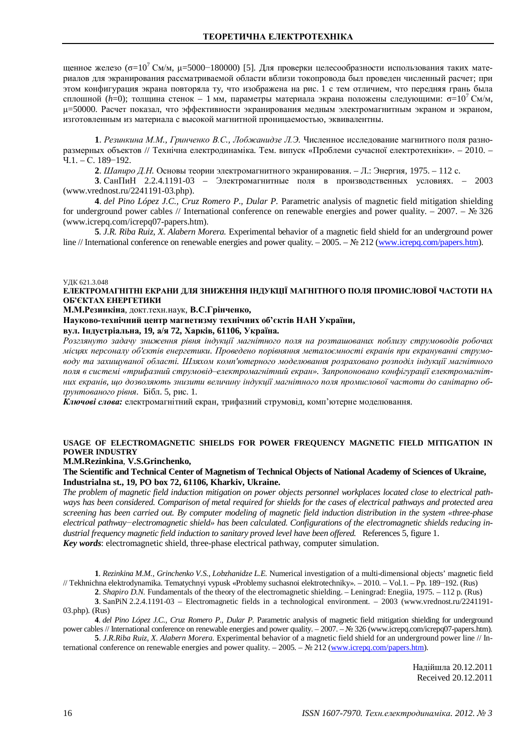щенное железо ($\sigma=10^7$ См/м, $\mu$=5000−180000) [5]. Для проверки целесообразности использования таких материалов для экранирования рассматриваемой области вблизи токопровода был проведен численный расчет; при этом конфигурация экрана повторяла ту, что изображена на рис. 1 с тем отличием, что передняя грань была сплошной ($h$=0); толщина стенок – 1 мм, параметры материала экрана положены следующими: $\sigma=10^7$ См/м, $\mu$=50000. Расчет показал, что эффективности экранирования медным электромагнитным экраном и экраном, изготовленным из материала с высокой магнитной проницаемостью, эквивалентны.

**1**. *Резинкина М.М., Гринченко В.С., Лобжанидзе Л.Э.* Численное исследование магнитного поля разноразмерных объектов // Технічна електродинаміка. Тем. випуск «Проблеми сучасної електротехніки». – 2010. – Ч.1. – С. 189−192.

**2**. *Шапиро Д.Н.* Основы теории электромагнитного экранирования. – Л.: Энергия, 1975. – 112 с.

**3**. СанПиН 2.2.4.1191-03 – Электромагнитные поля в производственных условиях. – 2003 (www.vrednost.ru/2241191-03.php).

**4**. *del Pino López J.C., Cruz Romero P., Dular P.* Parametric analysis of magnetic field mitigation shielding for underground power cables // International conference on renewable energies and power quality. – 2007. – № 326 (www.icrepq.com/icrepq07-papers.htm).

**5**. *J.R. Riba Ruiz, X. Alabern Morera.* Experimental behavior of a magnetic field shield for an underground power line // International conference on renewable energies and power quality. – 2005. – № 212 (www.icrepq.com/papers.htm).

УДК 621.3.048

**ЕЛЕКТРОМАГНІТНІ ЕКРАНИ ДЛЯ ЗНИЖЕННЯ ІНДУКЦІЇ МАГНІТНОГО ПОЛЯ ПРОМИСЛОВОЇ ЧАСТОТИ НА ОБ'ЄКТАХ ЕНЕРГЕТИКИ**

**М.М.Резинкіна**, докт.техн.наук, **В.С.Грінченко,**

**Науково-технічний центр магнетизму технічних об'єктів НАН України,**

**вул. Індустріальна, 19, а/я 72, Харків, 61106, Україна.**

*Розглянуто задачу зниження рівня індукції магнітного поля на розташованих поблизу струмоводів робочих місцях персоналу об'єктів енергетики. Проведено порівняння металоємності екранів при екрануванні струмоводу та захищуваної області. Шляхом комп'ютерного моделювання розраховано розподіл індукції магнітного поля в системі «трифазний струмовід–електромагнітний екран». Запропоновано конфігурації електромагнітних екранів, що дозволяють знизити величину індукції магнітного поля промислової частоти до санітарно обґрунтованого рівня*. Бібл. 5, рис. 1.

***Ключові слова:*** електромагнітний екран, трифазний струмовід, комп'ютерне моделювання.

**USAGE OF ELECTROMAGNETIC SHIELDS FOR POWER FREQUENCY MAGNETIC FIELD MITIGATION IN POWER INDUSTRY**

**M.M.Rezinkina**, **V.S.Grinchenko,**

**The Scientific and Technical Center of Magnetism of Technical Objects of National Academy of Sciences of Ukraine, Industrialna st., 19, PO box 72, 61106, Kharkiv, Ukraine.**

*The problem of magnetic field induction mitigation on power objects personnel workplaces located close to electrical pathways has been considered. Comparison of metal required for shields for the cases of electrical pathways and protected area screening has been carried out. By computer modeling of magnetic field induction distribution in the system «three-phase electrical pathway−electromagnetic shield» has been calculated. Configurations of the electromagnetic shields reducing industrial frequency magnetic field induction to sanitary proved level have been offered.* References 5, figure 1.

***Key words***: electromagnetic shield, three-phase electrical pathway, computer simulation.

**1**. *Rezinkina M.M., Grinchenko V.S., Lobzhanidze L.E.* Numerical investigation of a multi-dimensional objects' magnetic field // Tekhnichna elektrodynamika. Tematychnyi vypusk «Problemy suchasnoi elektrotechniky». – 2010. – Vol.1. – Pp. 189−192. (Rus)

**2**. *Shapiro D.N.* Fundamentals of the theory of the electromagnetic shielding. – Leningrad: Enegiia, 1975. – 112 p. (Rus)

**3**. SanPiN 2.2.4.1191-03 – Electromagnetic fields in a technological environment. – 2003 (www.vrednost.ru/2241191-03.php). (Rus)

**4**. *del Pino López J.C., Cruz Romero P., Dular P.* Parametric analysis of magnetic field mitigation shielding for underground power cables // International conference on renewable energies and power quality. – 2007. – № 326 (www.icrepq.com/icrepq07-papers.htm).

**5**. *J.R.Riba Ruiz, X. Alabern Morera.* Experimental behavior of a magnetic field shield for an underground power line // International conference on renewable energies and power quality. – 2005. – № 212 (www.icrepq.com/papers.htm).

Надійшла 20.12.2011
Received 20.12.2011